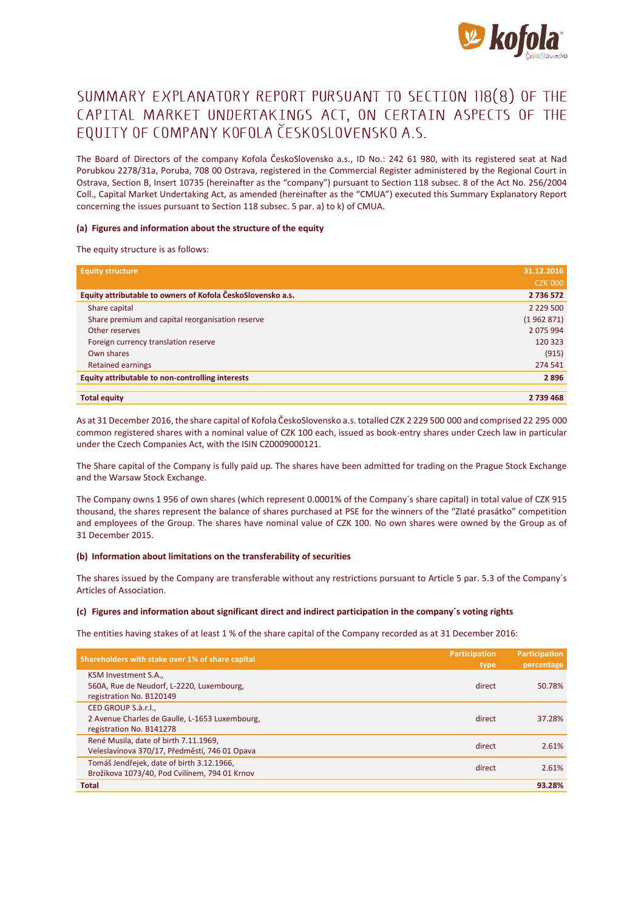# SUMMARY EXPLANATORY REPORT PURSUANT TO SECTION 118(8) OF THE CAPITAL MARKET UNDERTAKINGS ACT, ON CERTAIN ASPECTS OF THE EQUITY OF COMPANY KOFOLA ČESKOSLOVENSKO A.S.

The Board of Directors of the company Kofola ČeskoSlovensko a.s., ID No.: 242 61 980, with its registered seat at Nad Porubkou 2278/31a, Poruba, 708 00 Ostrava, registered in the Commercial Register administered by the Regional Court in Ostrava, Section B, Insert 10735 (hereinafter as the "company") pursuant to Section 118 subsec. 8 of the Act No. 256/2004 Coll., Capital Market Undertaking Act, as amended (hereinafter as the "CMUA") executed this Summary Explanatory Report concerning the issues pursuant to Section 118 subsec. 5 par. a) to k) of CMUA.

#### (a) Figures and information about the structure of the equity

The equity structure is as follows:

| Equity structure | 31.12.2016 CZK´000 |
|---|---|
| **Equity attributable to owners of Kofola ČeskoSlovensko a.s.** | **2 736 572** |
| Share capital | 2 229 500 |
| Share premium and capital reorganisation reserve | (1 962 871) |
| Other reserves | 2 075 994 |
| Foreign currency translation reserve | 120 323 |
| Own shares | (915) |
| Retained earnings | 274 541 |
| **Equity attributable to non-controlling interests** | **2 896** |
| **Total equity** | **2 739 468** |

As at 31 December 2016, the share capital of Kofola ČeskoSlovensko a.s. totalled CZK 2 229 500 000 and comprised 22 295 000 common registered shares with a nominal value of CZK 100 each, issued as book-entry shares under Czech law in particular under the Czech Companies Act, with the ISIN CZ0009000121.

The Share capital of the Company is fully paid up. The shares have been admitted for trading on the Prague Stock Exchange and the Warsaw Stock Exchange.

The Company owns 1 956 of own shares (which represent 0.0001% of the Company´s share capital) in total value of CZK 915 thousand, the shares represent the balance of shares purchased at PSE for the winners of the "Zlaté prasátko" competition and employees of the Group. The shares have nominal value of CZK 100. No own shares were owned by the Group as of 31 December 2015.

#### (b) Information about limitations on the transferability of securities

The shares issued by the Company are transferable without any restrictions pursuant to Article 5 par. 5.3 of the Company´s Articles of Association.

#### (c) Figures and information about significant direct and indirect participation in the company´s voting rights

The entities having stakes of at least 1 % of the share capital of the Company recorded as at 31 December 2016:

| Shareholders with stake over 1% of share capital | Participation type | Participation percentage |
|---|---|---|
| KSM Investment S.A., 560A, Rue de Neudorf, L-2220, Luxembourg, registration No. B120149 | direct | 50.78% |
| CED GROUP S.à.r.l., 2 Avenue Charles de Gaulle, L-1653 Luxembourg, registration No. B141278 | direct | 37.28% |
| René Musila, date of birth 7.11.1969, Veleslavínova 370/17, Předměstí, 746 01 Opava | direct | 2.61% |
| Tomáš Jendřejek, date of birth 3.12.1966, Brožíkova 1073/40, Pod Cvilínem, 794 01 Krnov | direct | 2.61% |
| **Total** | | **93.28%** |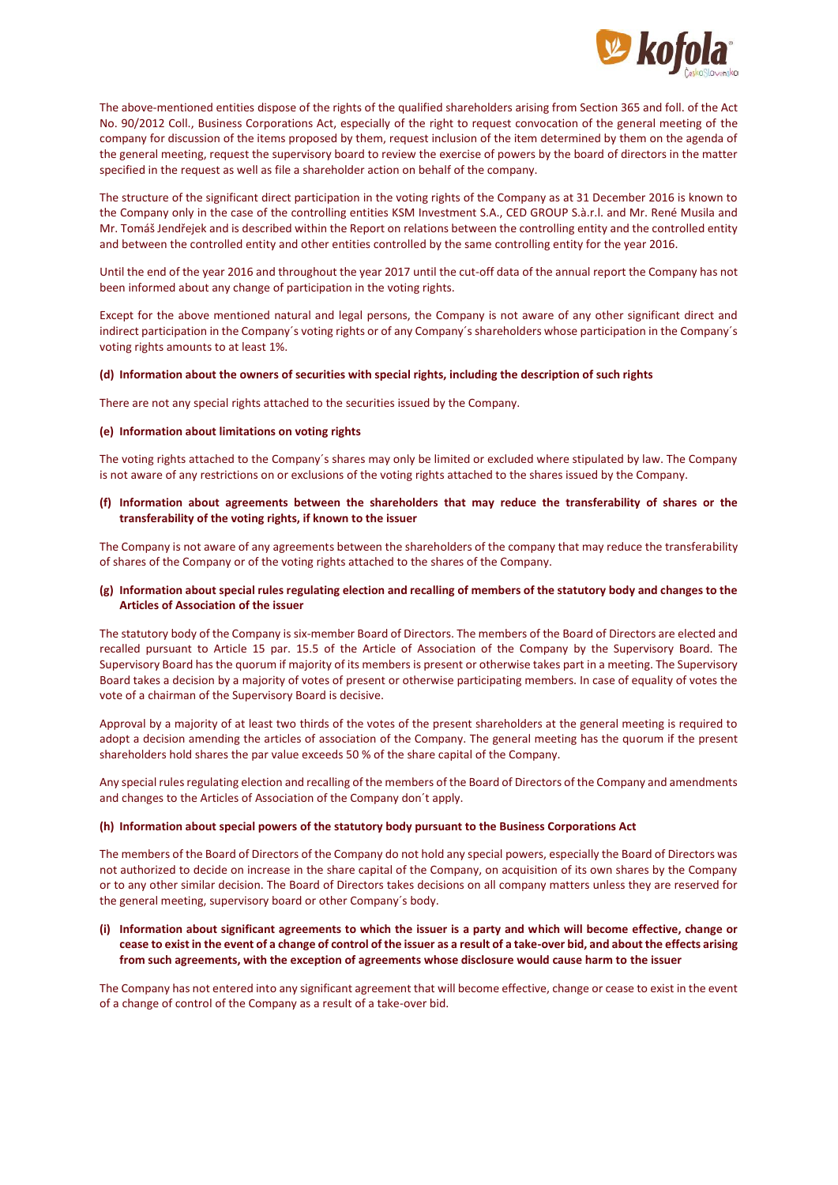The above-mentioned entities dispose of the rights of the qualified shareholders arising from Section 365 and foll. of the Act No. 90/2012 Coll., Business Corporations Act, especially of the right to request convocation of the general meeting of the company for discussion of the items proposed by them, request inclusion of the item determined by them on the agenda of the general meeting, request the supervisory board to review the exercise of powers by the board of directors in the matter specified in the request as well as file a shareholder action on behalf of the company.

The structure of the significant direct participation in the voting rights of the Company as at 31 December 2016 is known to the Company only in the case of the controlling entities KSM Investment S.A., CED GROUP S.à.r.l. and Mr. René Musila and Mr. Tomáš Jendřejek and is described within the Report on relations between the controlling entity and the controlled entity and between the controlled entity and other entities controlled by the same controlling entity for the year 2016.

Until the end of the year 2016 and throughout the year 2017 until the cut-off data of the annual report the Company has not been informed about any change of participation in the voting rights.

Except for the above mentioned natural and legal persons, the Company is not aware of any other significant direct and indirect participation in the Company´s voting rights or of any Company´s shareholders whose participation in the Company´s voting rights amounts to at least 1%.

**(d) Information about the owners of securities with special rights, including the description of such rights**

There are not any special rights attached to the securities issued by the Company.

**(e) Information about limitations on voting rights**

The voting rights attached to the Company´s shares may only be limited or excluded where stipulated by law. The Company is not aware of any restrictions on or exclusions of the voting rights attached to the shares issued by the Company.

**(f) Information about agreements between the shareholders that may reduce the transferability of shares or the transferability of the voting rights, if known to the issuer**

The Company is not aware of any agreements between the shareholders of the company that may reduce the transferability of shares of the Company or of the voting rights attached to the shares of the Company.

**(g) Information about special rules regulating election and recalling of members of the statutory body and changes to the Articles of Association of the issuer**

The statutory body of the Company is six-member Board of Directors. The members of the Board of Directors are elected and recalled pursuant to Article 15 par. 15.5 of the Article of Association of the Company by the Supervisory Board. The Supervisory Board has the quorum if majority of its members is present or otherwise takes part in a meeting. The Supervisory Board takes a decision by a majority of votes of present or otherwise participating members. In case of equality of votes the vote of a chairman of the Supervisory Board is decisive.

Approval by a majority of at least two thirds of the votes of the present shareholders at the general meeting is required to adopt a decision amending the articles of association of the Company. The general meeting has the quorum if the present shareholders hold shares the par value exceeds 50 % of the share capital of the Company.

Any special rules regulating election and recalling of the members of the Board of Directors of the Company and amendments and changes to the Articles of Association of the Company don´t apply.

**(h) Information about special powers of the statutory body pursuant to the Business Corporations Act**

The members of the Board of Directors of the Company do not hold any special powers, especially the Board of Directors was not authorized to decide on increase in the share capital of the Company, on acquisition of its own shares by the Company or to any other similar decision. The Board of Directors takes decisions on all company matters unless they are reserved for the general meeting, supervisory board or other Company´s body.

**(i) Information about significant agreements to which the issuer is a party and which will become effective, change or cease to exist in the event of a change of control of the issuer as a result of a take-over bid, and about the effects arising from such agreements, with the exception of agreements whose disclosure would cause harm to the issuer**

The Company has not entered into any significant agreement that will become effective, change or cease to exist in the event of a change of control of the Company as a result of a take-over bid.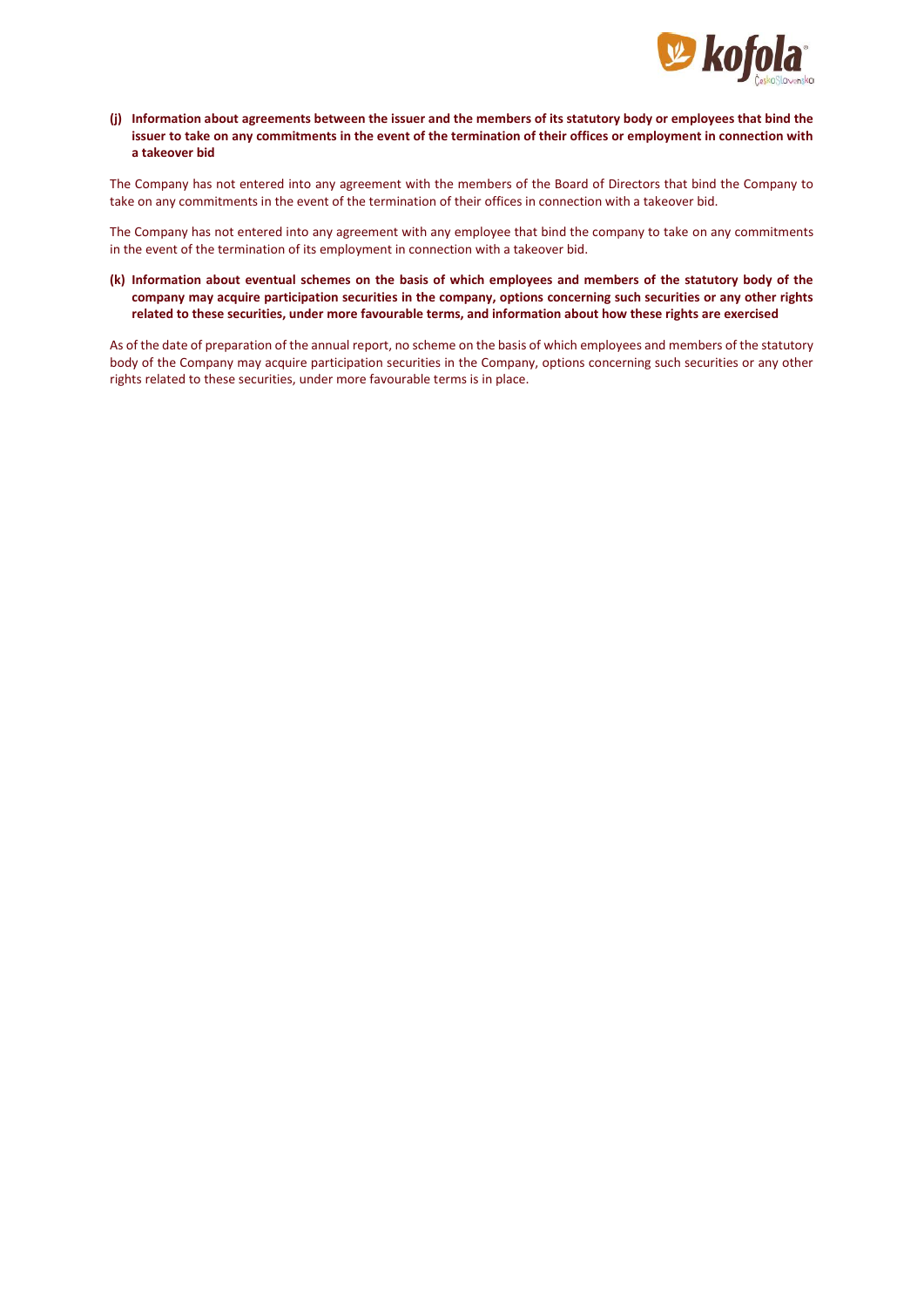**(j) Information about agreements between the issuer and the members of its statutory body or employees that bind the issuer to take on any commitments in the event of the termination of their offices or employment in connection with a takeover bid**

The Company has not entered into any agreement with the members of the Board of Directors that bind the Company to take on any commitments in the event of the termination of their offices in connection with a takeover bid.

The Company has not entered into any agreement with any employee that bind the company to take on any commitments in the event of the termination of its employment in connection with a takeover bid.

**(k) Information about eventual schemes on the basis of which employees and members of the statutory body of the company may acquire participation securities in the company, options concerning such securities or any other rights related to these securities, under more favourable terms, and information about how these rights are exercised**

As of the date of preparation of the annual report, no scheme on the basis of which employees and members of the statutory body of the Company may acquire participation securities in the Company, options concerning such securities or any other rights related to these securities, under more favourable terms is in place.